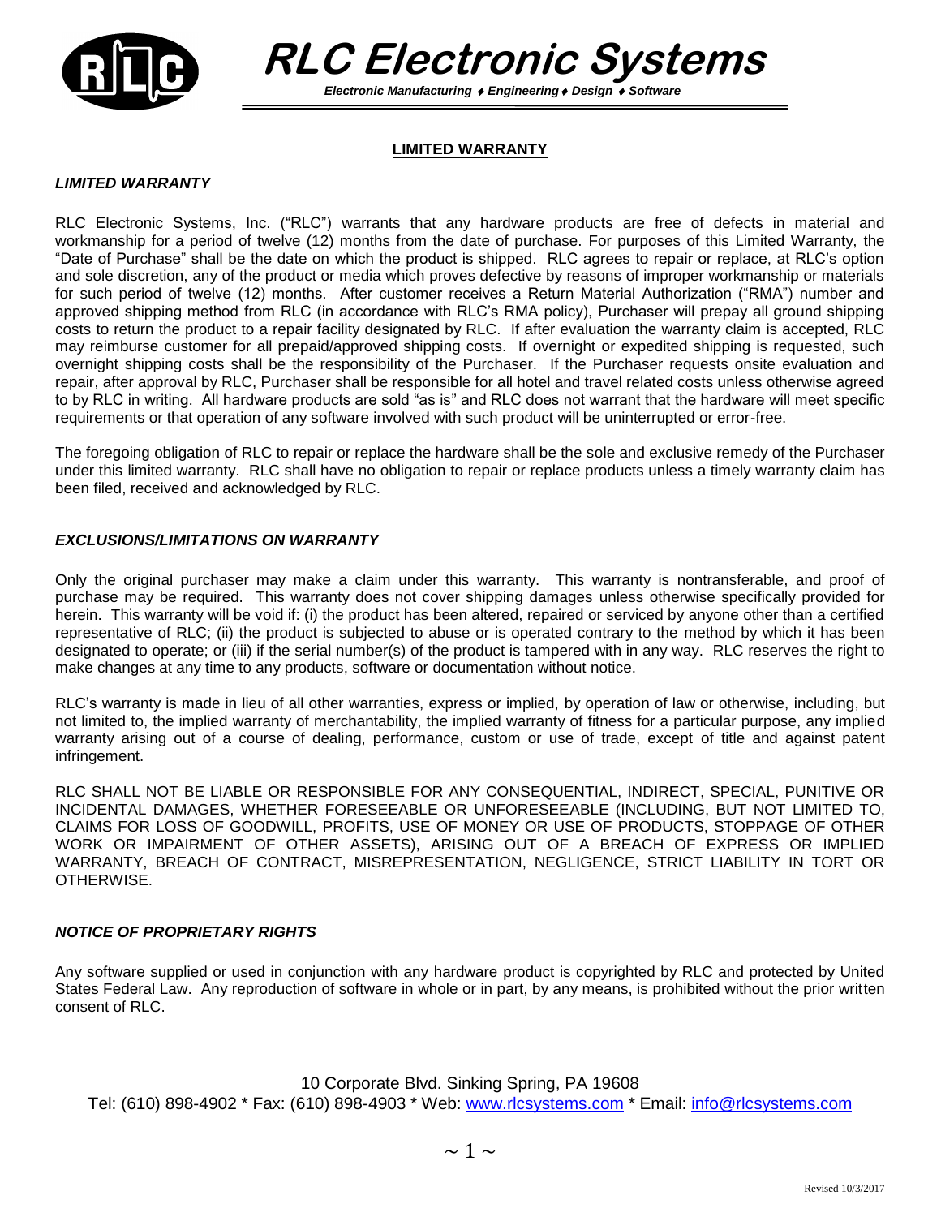# RLC Electronic Systems

***Electronic Manufacturing ♦ Engineering ♦ Design ♦ Software***

## LIMITED WARRANTY

### *LIMITED WARRANTY*

RLC Electronic Systems, Inc. ("RLC") warrants that any hardware products are free of defects in material and workmanship for a period of twelve (12) months from the date of purchase. For purposes of this Limited Warranty, the "Date of Purchase" shall be the date on which the product is shipped. RLC agrees to repair or replace, at RLC's option and sole discretion, any of the product or media which proves defective by reasons of improper workmanship or materials for such period of twelve (12) months. After customer receives a Return Material Authorization ("RMA") number and approved shipping method from RLC (in accordance with RLC's RMA policy), Purchaser will prepay all ground shipping costs to return the product to a repair facility designated by RLC. If after evaluation the warranty claim is accepted, RLC may reimburse customer for all prepaid/approved shipping costs. If overnight or expedited shipping is requested, such overnight shipping costs shall be the responsibility of the Purchaser. If the Purchaser requests onsite evaluation and repair, after approval by RLC, Purchaser shall be responsible for all hotel and travel related costs unless otherwise agreed to by RLC in writing. All hardware products are sold "as is" and RLC does not warrant that the hardware will meet specific requirements or that operation of any software involved with such product will be uninterrupted or error-free.

The foregoing obligation of RLC to repair or replace the hardware shall be the sole and exclusive remedy of the Purchaser under this limited warranty. RLC shall have no obligation to repair or replace products unless a timely warranty claim has been filed, received and acknowledged by RLC.

### *EXCLUSIONS/LIMITATIONS ON WARRANTY*

Only the original purchaser may make a claim under this warranty. This warranty is nontransferable, and proof of purchase may be required. This warranty does not cover shipping damages unless otherwise specifically provided for herein. This warranty will be void if: (i) the product has been altered, repaired or serviced by anyone other than a certified representative of RLC; (ii) the product is subjected to abuse or is operated contrary to the method by which it has been designated to operate; or (iii) if the serial number(s) of the product is tampered with in any way. RLC reserves the right to make changes at any time to any products, software or documentation without notice.

RLC's warranty is made in lieu of all other warranties, express or implied, by operation of law or otherwise, including, but not limited to, the implied warranty of merchantability, the implied warranty of fitness for a particular purpose, any implied warranty arising out of a course of dealing, performance, custom or use of trade, except of title and against patent infringement.

RLC SHALL NOT BE LIABLE OR RESPONSIBLE FOR ANY CONSEQUENTIAL, INDIRECT, SPECIAL, PUNITIVE OR INCIDENTAL DAMAGES, WHETHER FORESEEABLE OR UNFORESEEABLE (INCLUDING, BUT NOT LIMITED TO, CLAIMS FOR LOSS OF GOODWILL, PROFITS, USE OF MONEY OR USE OF PRODUCTS, STOPPAGE OF OTHER WORK OR IMPAIRMENT OF OTHER ASSETS), ARISING OUT OF A BREACH OF EXPRESS OR IMPLIED WARRANTY, BREACH OF CONTRACT, MISREPRESENTATION, NEGLIGENCE, STRICT LIABILITY IN TORT OR OTHERWISE.

### *NOTICE OF PROPRIETARY RIGHTS*

Any software supplied or used in conjunction with any hardware product is copyrighted by RLC and protected by United States Federal Law. Any reproduction of software in whole or in part, by any means, is prohibited without the prior written consent of RLC.

10 Corporate Blvd. Sinking Spring, PA 19608
Tel: (610) 898-4902 * Fax: (610) 898-4903 * Web: www.rlcsystems.com * Email: info@rlcsystems.com

Revised 10/3/2017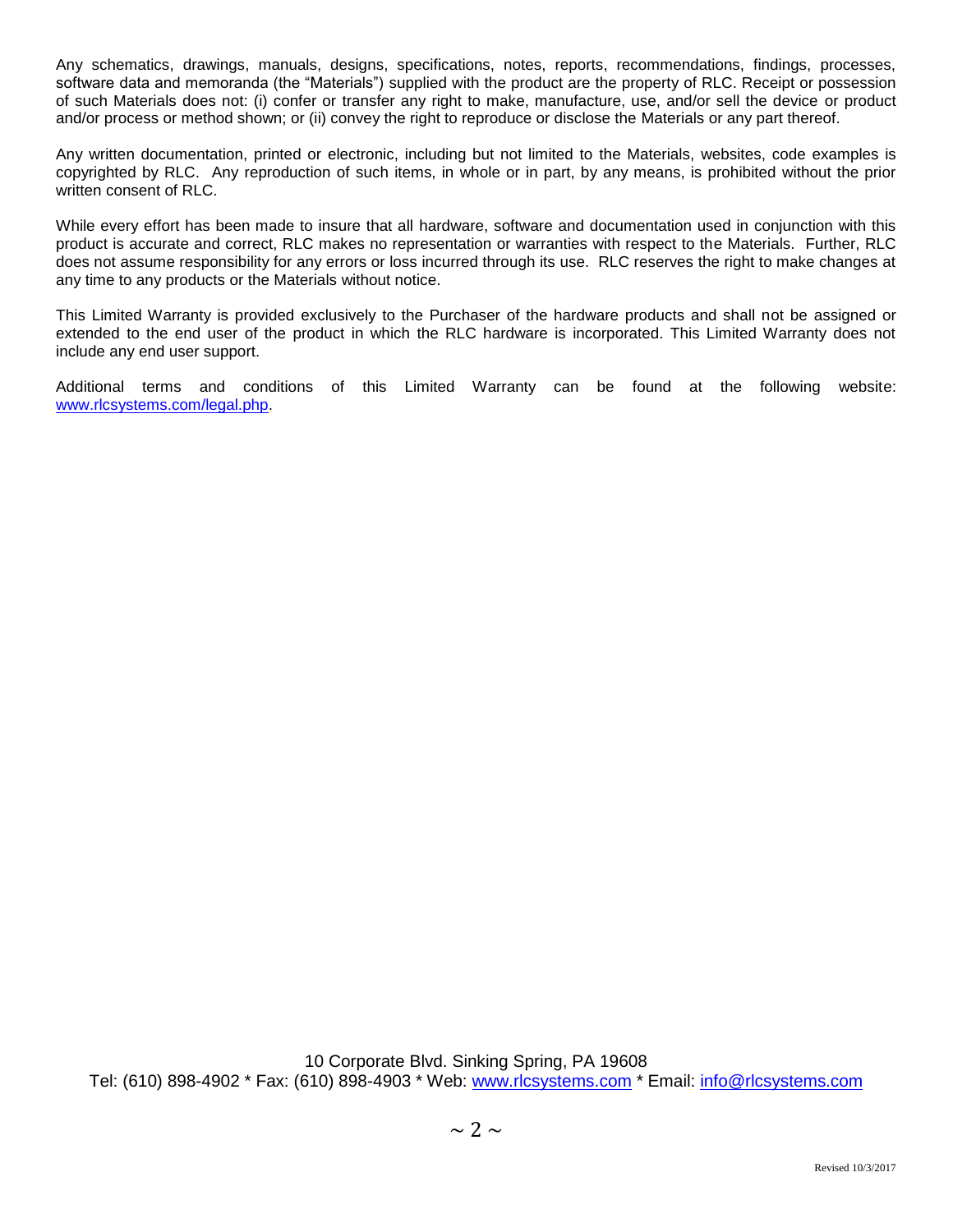Any schematics, drawings, manuals, designs, specifications, notes, reports, recommendations, findings, processes, software data and memoranda (the "Materials") supplied with the product are the property of RLC. Receipt or possession of such Materials does not: (i) confer or transfer any right to make, manufacture, use, and/or sell the device or product and/or process or method shown; or (ii) convey the right to reproduce or disclose the Materials or any part thereof.

Any written documentation, printed or electronic, including but not limited to the Materials, websites, code examples is copyrighted by RLC. Any reproduction of such items, in whole or in part, by any means, is prohibited without the prior written consent of RLC.

While every effort has been made to insure that all hardware, software and documentation used in conjunction with this product is accurate and correct, RLC makes no representation or warranties with respect to the Materials. Further, RLC does not assume responsibility for any errors or loss incurred through its use. RLC reserves the right to make changes at any time to any products or the Materials without notice.

This Limited Warranty is provided exclusively to the Purchaser of the hardware products and shall not be assigned or extended to the end user of the product in which the RLC hardware is incorporated. This Limited Warranty does not include any end user support.

Additional terms and conditions of this Limited Warranty can be found at the following website: [www.rlcsystems.com/legal.php](http://www.rlcsystems.com/legal.php).

10 Corporate Blvd. Sinking Spring, PA 19608
Tel: (610) 898-4902 * Fax: (610) 898-4903 * Web: [www.rlcsystems.com](http://www.rlcsystems.com) * Email: [info@rlcsystems.com](mailto:info@rlcsystems.com)

Revised 10/3/2017